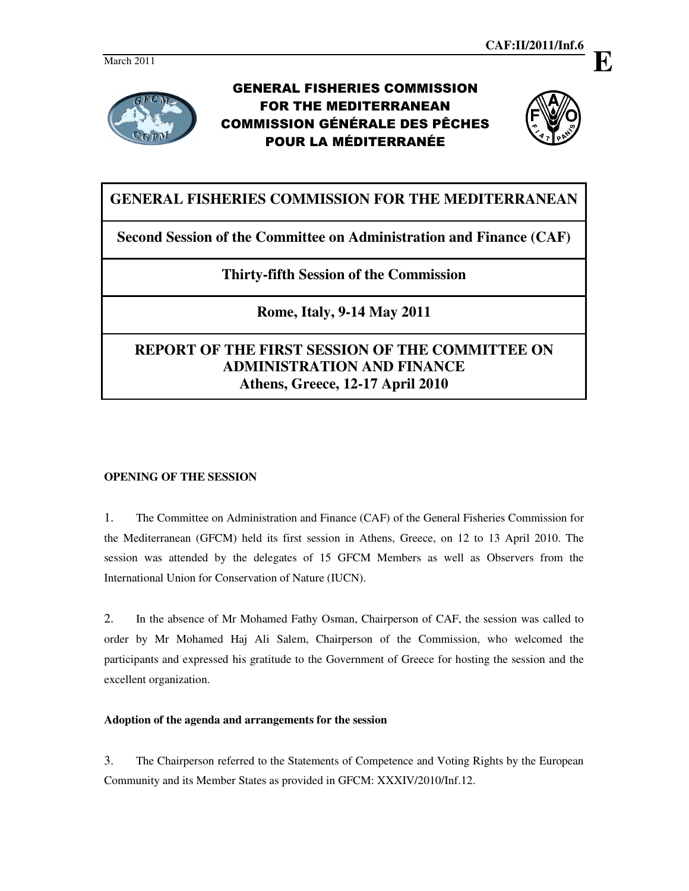CAF:II/2011/Inf.6

March 2011

**E**

GENERAL FISHERIES COMMISSION FOR THE MEDITERRANEAN
COMMISSION GÉNÉRALE DES PÊCHES POUR LA MÉDITERRANÉE

# GENERAL FISHERIES COMMISSION FOR THE MEDITERRANEAN

## Second Session of the Committee on Administration and Finance (CAF)

## Thirty-fifth Session of the Commission

## Rome, Italy, 9-14 May 2011

## REPORT OF THE FIRST SESSION OF THE COMMITTEE ON ADMINISTRATION AND FINANCE
## Athens, Greece, 12-17 April 2010

### OPENING OF THE SESSION

1. The Committee on Administration and Finance (CAF) of the General Fisheries Commission for the Mediterranean (GFCM) held its first session in Athens, Greece, on 12 to 13 April 2010. The session was attended by the delegates of 15 GFCM Members as well as Observers from the International Union for Conservation of Nature (IUCN).

2. In the absence of Mr Mohamed Fathy Osman, Chairperson of CAF, the session was called to order by Mr Mohamed Haj Ali Salem, Chairperson of the Commission, who welcomed the participants and expressed his gratitude to the Government of Greece for hosting the session and the excellent organization.

#### Adoption of the agenda and arrangements for the session

3. The Chairperson referred to the Statements of Competence and Voting Rights by the European Community and its Member States as provided in GFCM: XXXIV/2010/Inf.12.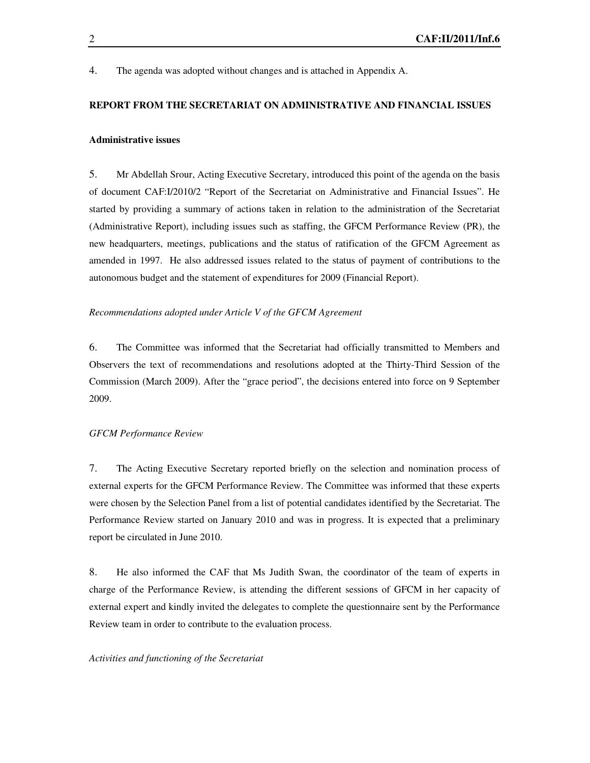4. The agenda was adopted without changes and is attached in Appendix A.

## REPORT FROM THE SECRETARIAT ON ADMINISTRATIVE AND FINANCIAL ISSUES

### Administrative issues

5. Mr Abdellah Srour, Acting Executive Secretary, introduced this point of the agenda on the basis of document CAF:I/2010/2 "Report of the Secretariat on Administrative and Financial Issues". He started by providing a summary of actions taken in relation to the administration of the Secretariat (Administrative Report), including issues such as staffing, the GFCM Performance Review (PR), the new headquarters, meetings, publications and the status of ratification of the GFCM Agreement as amended in 1997. He also addressed issues related to the status of payment of contributions to the autonomous budget and the statement of expenditures for 2009 (Financial Report).

*Recommendations adopted under Article V of the GFCM Agreement*

6. The Committee was informed that the Secretariat had officially transmitted to Members and Observers the text of recommendations and resolutions adopted at the Thirty-Third Session of the Commission (March 2009). After the "grace period", the decisions entered into force on 9 September 2009.

*GFCM Performance Review*

7. The Acting Executive Secretary reported briefly on the selection and nomination process of external experts for the GFCM Performance Review. The Committee was informed that these experts were chosen by the Selection Panel from a list of potential candidates identified by the Secretariat. The Performance Review started on January 2010 and was in progress. It is expected that a preliminary report be circulated in June 2010.

8. He also informed the CAF that Ms Judith Swan, the coordinator of the team of experts in charge of the Performance Review, is attending the different sessions of GFCM in her capacity of external expert and kindly invited the delegates to complete the questionnaire sent by the Performance Review team in order to contribute to the evaluation process.

*Activities and functioning of the Secretariat*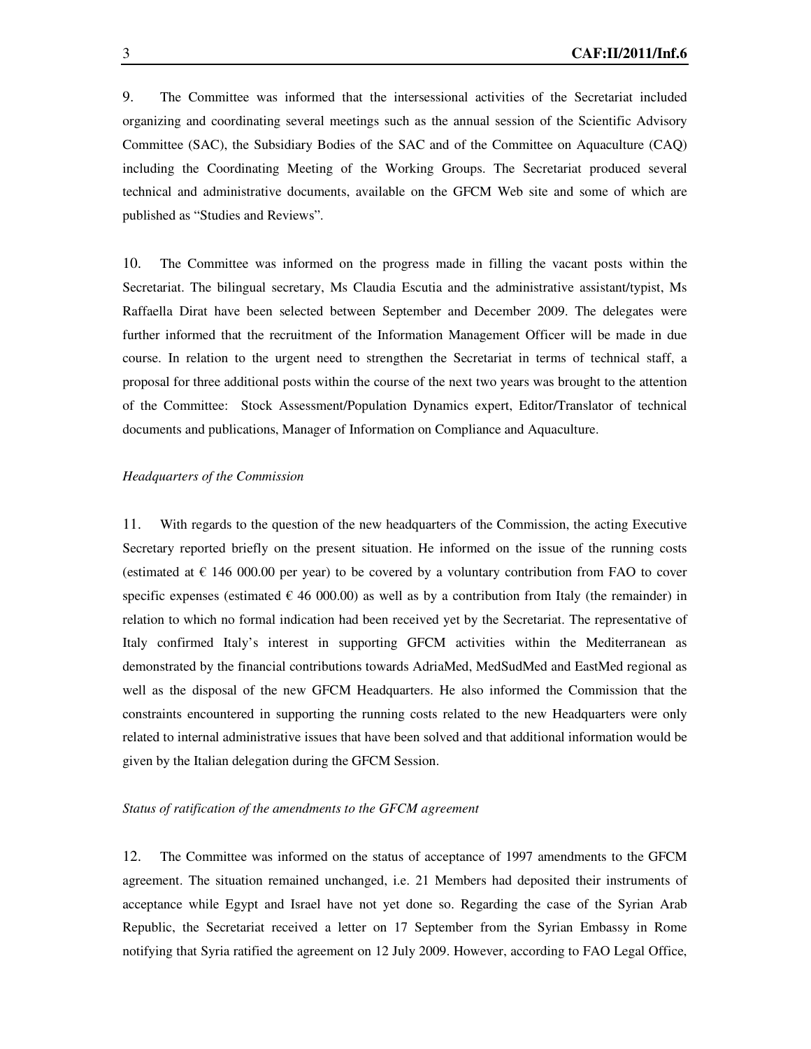9. The Committee was informed that the intersessional activities of the Secretariat included organizing and coordinating several meetings such as the annual session of the Scientific Advisory Committee (SAC), the Subsidiary Bodies of the SAC and of the Committee on Aquaculture (CAQ) including the Coordinating Meeting of the Working Groups. The Secretariat produced several technical and administrative documents, available on the GFCM Web site and some of which are published as "Studies and Reviews".

10. The Committee was informed on the progress made in filling the vacant posts within the Secretariat. The bilingual secretary, Ms Claudia Escutia and the administrative assistant/typist, Ms Raffaella Dirat have been selected between September and December 2009. The delegates were further informed that the recruitment of the Information Management Officer will be made in due course. In relation to the urgent need to strengthen the Secretariat in terms of technical staff, a proposal for three additional posts within the course of the next two years was brought to the attention of the Committee: Stock Assessment/Population Dynamics expert, Editor/Translator of technical documents and publications, Manager of Information on Compliance and Aquaculture.

*Headquarters of the Commission*

11. With regards to the question of the new headquarters of the Commission, the acting Executive Secretary reported briefly on the present situation. He informed on the issue of the running costs (estimated at € 146 000.00 per year) to be covered by a voluntary contribution from FAO to cover specific expenses (estimated € 46 000.00) as well as by a contribution from Italy (the remainder) in relation to which no formal indication had been received yet by the Secretariat. The representative of Italy confirmed Italy's interest in supporting GFCM activities within the Mediterranean as demonstrated by the financial contributions towards AdriaMed, MedSudMed and EastMed regional as well as the disposal of the new GFCM Headquarters. He also informed the Commission that the constraints encountered in supporting the running costs related to the new Headquarters were only related to internal administrative issues that have been solved and that additional information would be given by the Italian delegation during the GFCM Session.

*Status of ratification of the amendments to the GFCM agreement*

12. The Committee was informed on the status of acceptance of 1997 amendments to the GFCM agreement. The situation remained unchanged, i.e. 21 Members had deposited their instruments of acceptance while Egypt and Israel have not yet done so. Regarding the case of the Syrian Arab Republic, the Secretariat received a letter on 17 September from the Syrian Embassy in Rome notifying that Syria ratified the agreement on 12 July 2009. However, according to FAO Legal Office,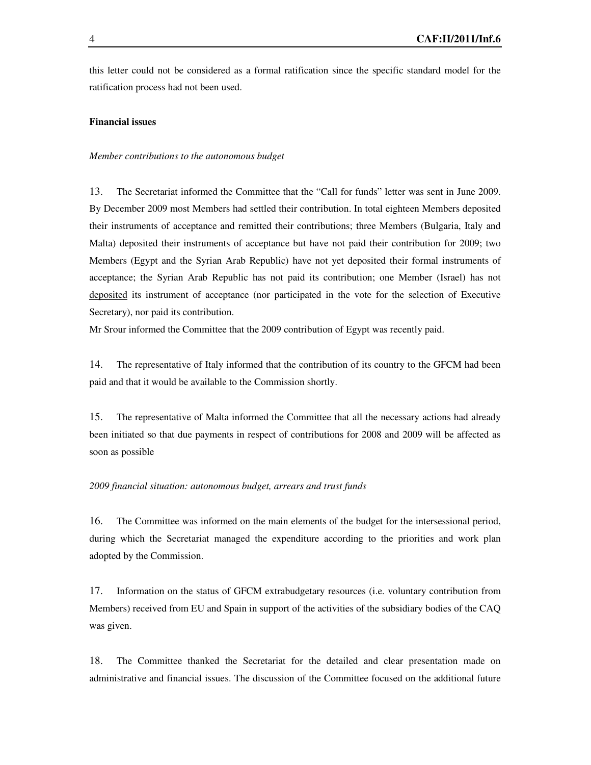this letter could not be considered as a formal ratification since the specific standard model for the ratification process had not been used.

**Financial issues**

*Member contributions to the autonomous budget*

13. The Secretariat informed the Committee that the "Call for funds" letter was sent in June 2009. By December 2009 most Members had settled their contribution. In total eighteen Members deposited their instruments of acceptance and remitted their contributions; three Members (Bulgaria, Italy and Malta) deposited their instruments of acceptance but have not paid their contribution for 2009; two Members (Egypt and the Syrian Arab Republic) have not yet deposited their formal instruments of acceptance; the Syrian Arab Republic has not paid its contribution; one Member (Israel) has not deposited its instrument of acceptance (nor participated in the vote for the selection of Executive Secretary), nor paid its contribution.
Mr Srour informed the Committee that the 2009 contribution of Egypt was recently paid.

14. The representative of Italy informed that the contribution of its country to the GFCM had been paid and that it would be available to the Commission shortly.

15. The representative of Malta informed the Committee that all the necessary actions had already been initiated so that due payments in respect of contributions for 2008 and 2009 will be affected as soon as possible

*2009 financial situation: autonomous budget, arrears and trust funds*

16. The Committee was informed on the main elements of the budget for the intersessional period, during which the Secretariat managed the expenditure according to the priorities and work plan adopted by the Commission.

17. Information on the status of GFCM extrabudgetary resources (i.e. voluntary contribution from Members) received from EU and Spain in support of the activities of the subsidiary bodies of the CAQ was given.

18. The Committee thanked the Secretariat for the detailed and clear presentation made on administrative and financial issues. The discussion of the Committee focused on the additional future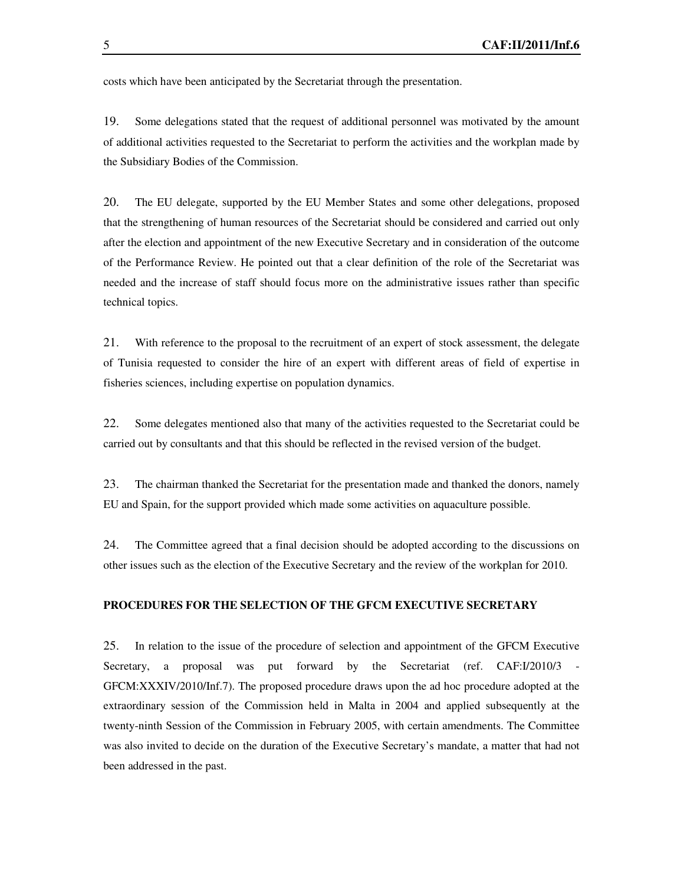costs which have been anticipated by the Secretariat through the presentation.

19. Some delegations stated that the request of additional personnel was motivated by the amount of additional activities requested to the Secretariat to perform the activities and the workplan made by the Subsidiary Bodies of the Commission.

20. The EU delegate, supported by the EU Member States and some other delegations, proposed that the strengthening of human resources of the Secretariat should be considered and carried out only after the election and appointment of the new Executive Secretary and in consideration of the outcome of the Performance Review. He pointed out that a clear definition of the role of the Secretariat was needed and the increase of staff should focus more on the administrative issues rather than specific technical topics.

21. With reference to the proposal to the recruitment of an expert of stock assessment, the delegate of Tunisia requested to consider the hire of an expert with different areas of field of expertise in fisheries sciences, including expertise on population dynamics.

22. Some delegates mentioned also that many of the activities requested to the Secretariat could be carried out by consultants and that this should be reflected in the revised version of the budget.

23. The chairman thanked the Secretariat for the presentation made and thanked the donors, namely EU and Spain, for the support provided which made some activities on aquaculture possible.

24. The Committee agreed that a final decision should be adopted according to the discussions on other issues such as the election of the Executive Secretary and the review of the workplan for 2010.

## PROCEDURES FOR THE SELECTION OF THE GFCM EXECUTIVE SECRETARY

25. In relation to the issue of the procedure of selection and appointment of the GFCM Executive Secretary, a proposal was put forward by the Secretariat (ref. CAF:I/2010/3 - GFCM:XXXIV/2010/Inf.7). The proposed procedure draws upon the ad hoc procedure adopted at the extraordinary session of the Commission held in Malta in 2004 and applied subsequently at the twenty-ninth Session of the Commission in February 2005, with certain amendments. The Committee was also invited to decide on the duration of the Executive Secretary's mandate, a matter that had not been addressed in the past.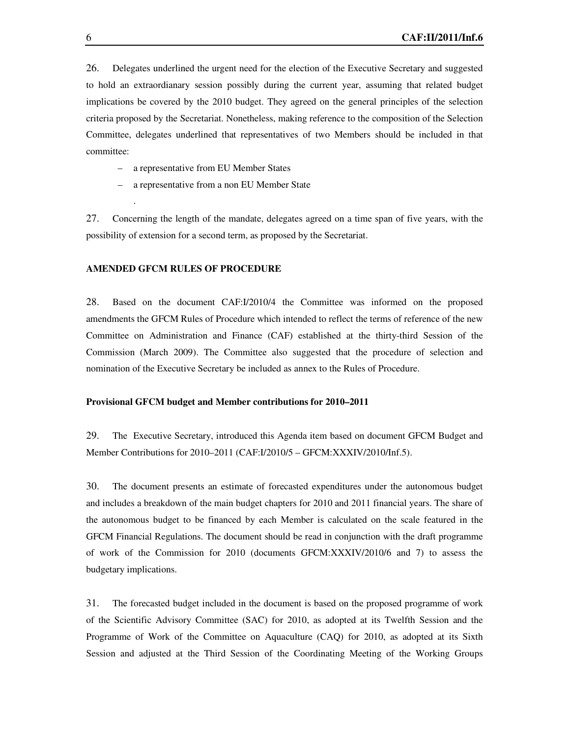26. Delegates underlined the urgent need for the election of the Executive Secretary and suggested to hold an extraordianary session possibly during the current year, assuming that related budget implications be covered by the 2010 budget. They agreed on the general principles of the selection criteria proposed by the Secretariat. Nonetheless, making reference to the composition of the Selection Committee, delegates underlined that representatives of two Members should be included in that committee:

- a representative from EU Member States
- a representative from a non EU Member State

.

27. Concerning the length of the mandate, delegates agreed on a time span of five years, with the possibility of extension for a second term, as proposed by the Secretariat.

**AMENDED GFCM RULES OF PROCEDURE**

28. Based on the document CAF:I/2010/4 the Committee was informed on the proposed amendments the GFCM Rules of Procedure which intended to reflect the terms of reference of the new Committee on Administration and Finance (CAF) established at the thirty-third Session of the Commission (March 2009). The Committee also suggested that the procedure of selection and nomination of the Executive Secretary be included as annex to the Rules of Procedure.

**Provisional GFCM budget and Member contributions for 2010–2011**

29. The Executive Secretary, introduced this Agenda item based on document GFCM Budget and Member Contributions for 2010–2011 (CAF:I/2010/5 – GFCM:XXXIV/2010/Inf.5).

30. The document presents an estimate of forecasted expenditures under the autonomous budget and includes a breakdown of the main budget chapters for 2010 and 2011 financial years. The share of the autonomous budget to be financed by each Member is calculated on the scale featured in the GFCM Financial Regulations. The document should be read in conjunction with the draft programme of work of the Commission for 2010 (documents GFCM:XXXIV/2010/6 and 7) to assess the budgetary implications.

31. The forecasted budget included in the document is based on the proposed programme of work of the Scientific Advisory Committee (SAC) for 2010, as adopted at its Twelfth Session and the Programme of Work of the Committee on Aquaculture (CAQ) for 2010, as adopted at its Sixth Session and adjusted at the Third Session of the Coordinating Meeting of the Working Groups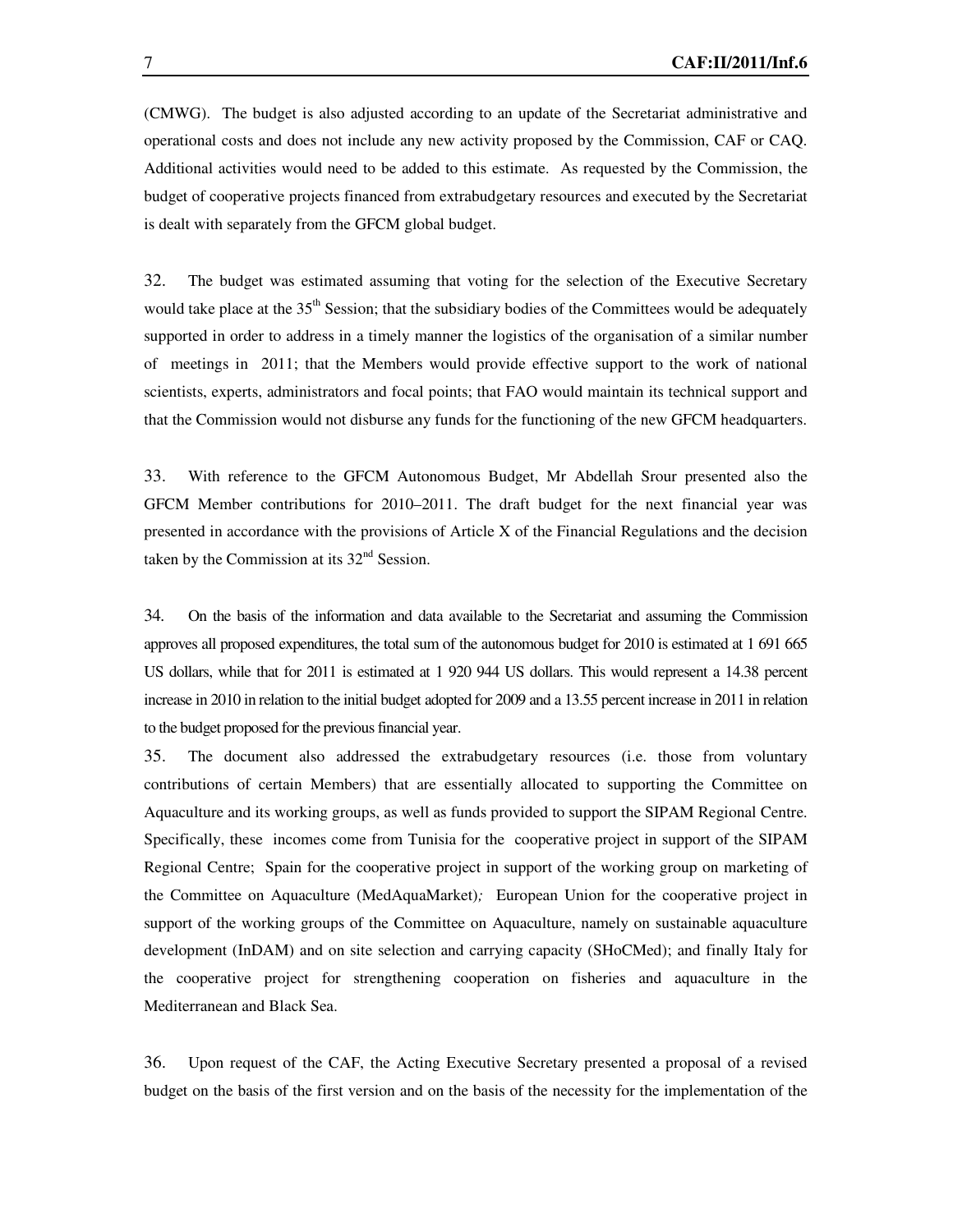(CMWG). The budget is also adjusted according to an update of the Secretariat administrative and operational costs and does not include any new activity proposed by the Commission, CAF or CAQ. Additional activities would need to be added to this estimate. As requested by the Commission, the budget of cooperative projects financed from extrabudgetary resources and executed by the Secretariat is dealt with separately from the GFCM global budget.

32. The budget was estimated assuming that voting for the selection of the Executive Secretary would take place at the 35th Session; that the subsidiary bodies of the Committees would be adequately supported in order to address in a timely manner the logistics of the organisation of a similar number of meetings in 2011; that the Members would provide effective support to the work of national scientists, experts, administrators and focal points; that FAO would maintain its technical support and that the Commission would not disburse any funds for the functioning of the new GFCM headquarters.

33. With reference to the GFCM Autonomous Budget, Mr Abdellah Srour presented also the GFCM Member contributions for 2010–2011. The draft budget for the next financial year was presented in accordance with the provisions of Article X of the Financial Regulations and the decision taken by the Commission at its 32nd Session.

34. On the basis of the information and data available to the Secretariat and assuming the Commission approves all proposed expenditures, the total sum of the autonomous budget for 2010 is estimated at 1 691 665 US dollars, while that for 2011 is estimated at 1 920 944 US dollars. This would represent a 14.38 percent increase in 2010 in relation to the initial budget adopted for 2009 and a 13.55 percent increase in 2011 in relation to the budget proposed for the previous financial year.

35. The document also addressed the extrabudgetary resources (i.e. those from voluntary contributions of certain Members) that are essentially allocated to supporting the Committee on Aquaculture and its working groups, as well as funds provided to support the SIPAM Regional Centre. Specifically, these incomes come from Tunisia for the cooperative project in support of the SIPAM Regional Centre; Spain for the cooperative project in support of the working group on marketing of the Committee on Aquaculture (MedAquaMarket); European Union for the cooperative project in support of the working groups of the Committee on Aquaculture, namely on sustainable aquaculture development (InDAM) and on site selection and carrying capacity (SHoCMed); and finally Italy for the cooperative project for strengthening cooperation on fisheries and aquaculture in the Mediterranean and Black Sea.

36. Upon request of the CAF, the Acting Executive Secretary presented a proposal of a revised budget on the basis of the first version and on the basis of the necessity for the implementation of the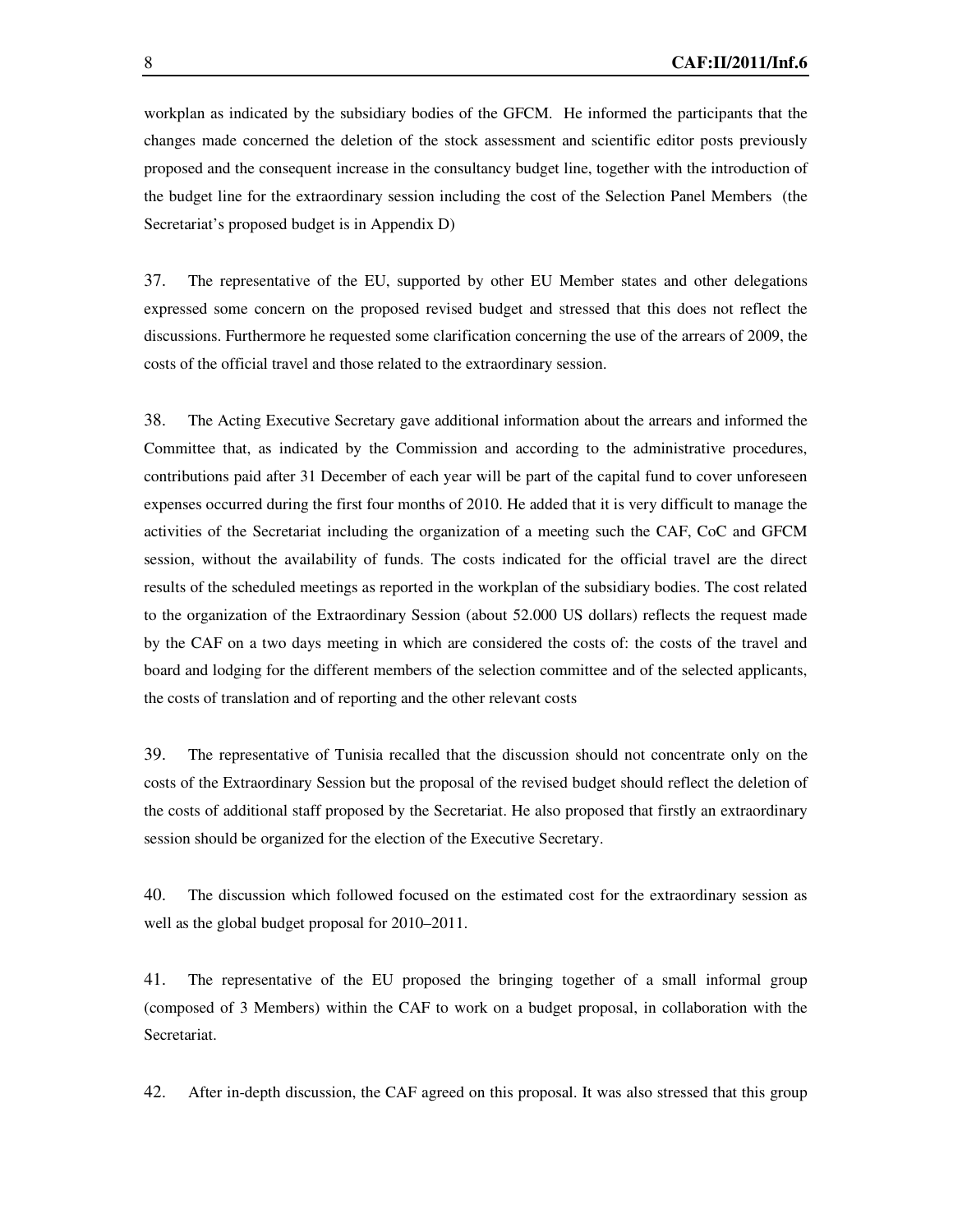workplan as indicated by the subsidiary bodies of the GFCM. He informed the participants that the changes made concerned the deletion of the stock assessment and scientific editor posts previously proposed and the consequent increase in the consultancy budget line, together with the introduction of the budget line for the extraordinary session including the cost of the Selection Panel Members (the Secretariat's proposed budget is in Appendix D)

37. The representative of the EU, supported by other EU Member states and other delegations expressed some concern on the proposed revised budget and stressed that this does not reflect the discussions. Furthermore he requested some clarification concerning the use of the arrears of 2009, the costs of the official travel and those related to the extraordinary session.

38. The Acting Executive Secretary gave additional information about the arrears and informed the Committee that, as indicated by the Commission and according to the administrative procedures, contributions paid after 31 December of each year will be part of the capital fund to cover unforeseen expenses occurred during the first four months of 2010. He added that it is very difficult to manage the activities of the Secretariat including the organization of a meeting such the CAF, CoC and GFCM session, without the availability of funds. The costs indicated for the official travel are the direct results of the scheduled meetings as reported in the workplan of the subsidiary bodies. The cost related to the organization of the Extraordinary Session (about 52.000 US dollars) reflects the request made by the CAF on a two days meeting in which are considered the costs of: the costs of the travel and board and lodging for the different members of the selection committee and of the selected applicants, the costs of translation and of reporting and the other relevant costs

39. The representative of Tunisia recalled that the discussion should not concentrate only on the costs of the Extraordinary Session but the proposal of the revised budget should reflect the deletion of the costs of additional staff proposed by the Secretariat. He also proposed that firstly an extraordinary session should be organized for the election of the Executive Secretary.

40. The discussion which followed focused on the estimated cost for the extraordinary session as well as the global budget proposal for 2010–2011.

41. The representative of the EU proposed the bringing together of a small informal group (composed of 3 Members) within the CAF to work on a budget proposal, in collaboration with the Secretariat.

42. After in-depth discussion, the CAF agreed on this proposal. It was also stressed that this group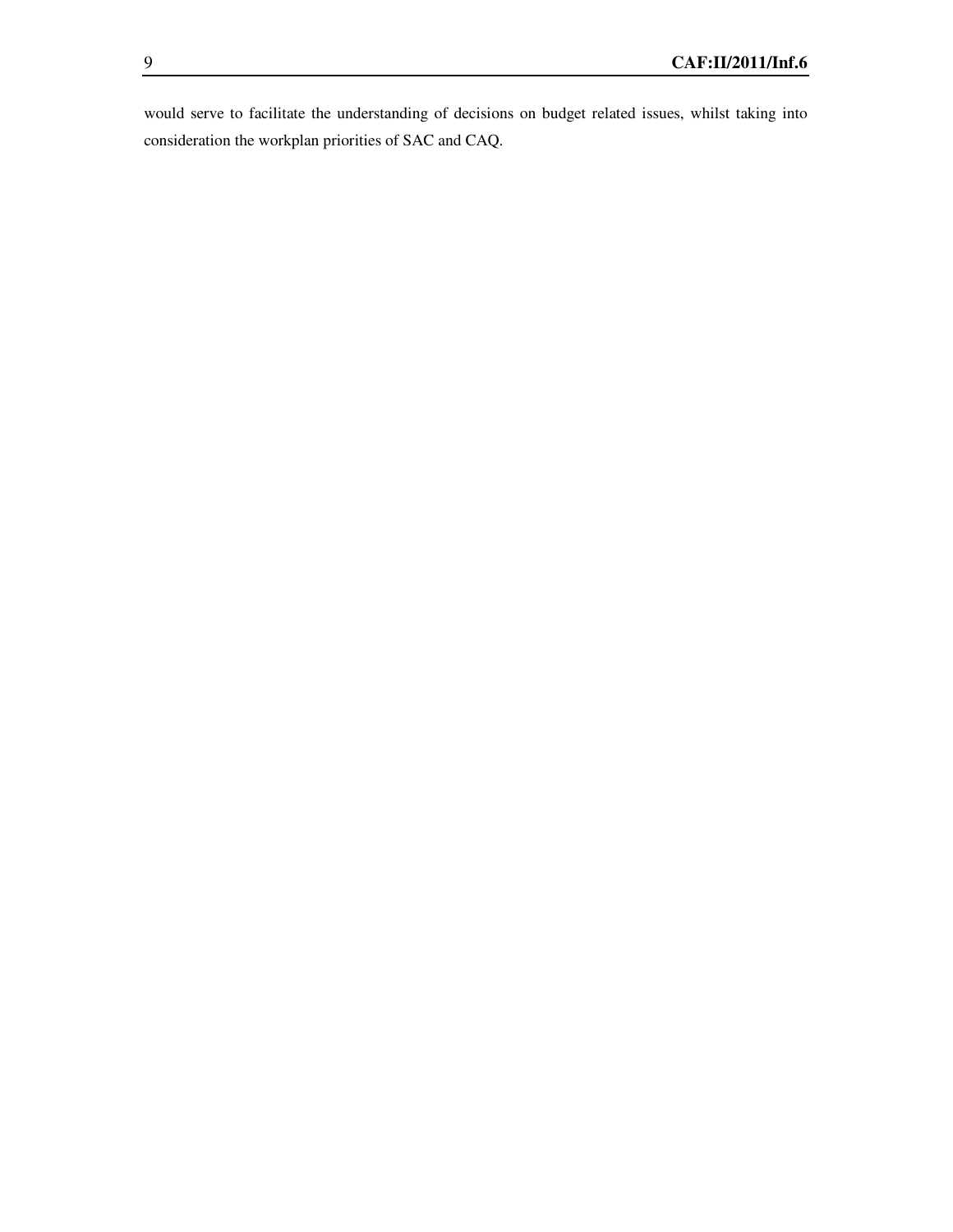would serve to facilitate the understanding of decisions on budget related issues, whilst taking into consideration the workplan priorities of SAC and CAQ.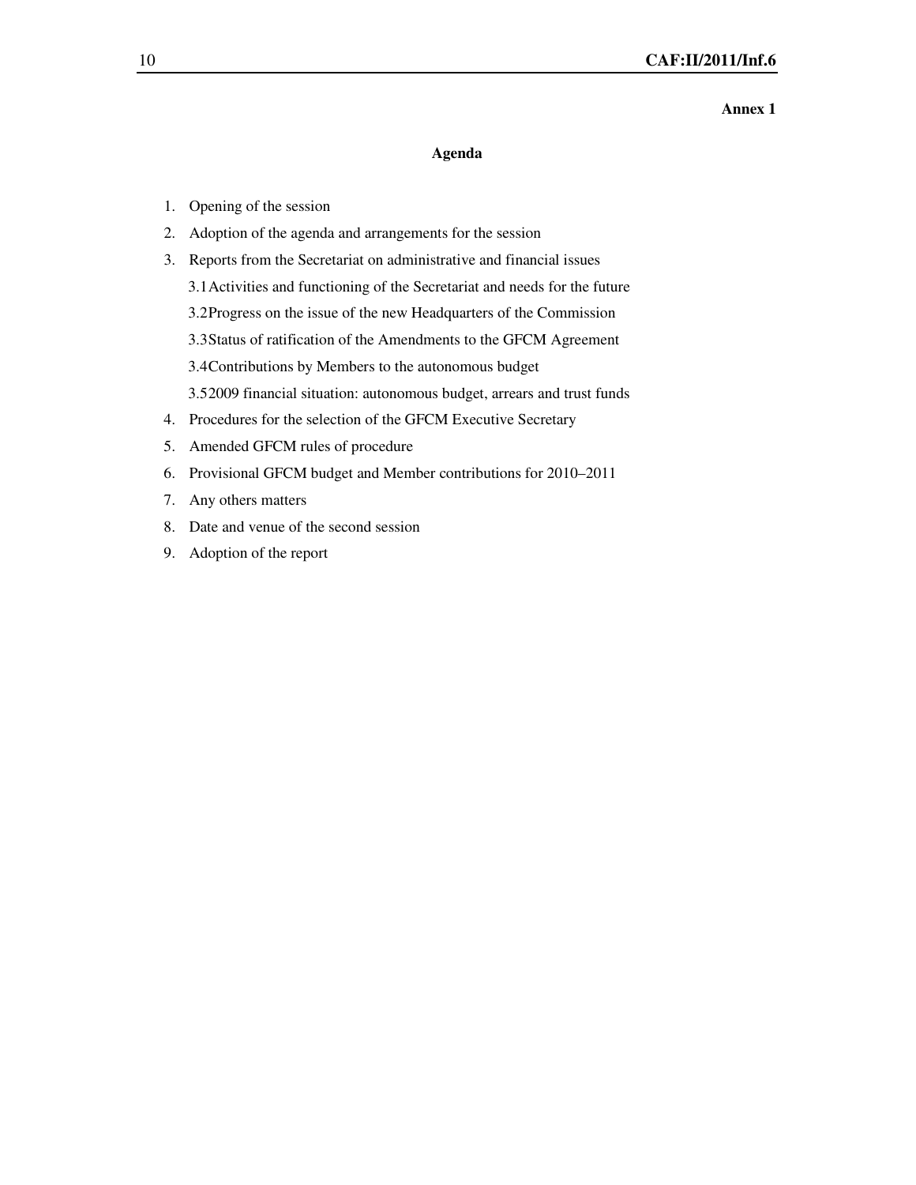Annex 1

## Agenda

1. Opening of the session
2. Adoption of the agenda and arrangements for the session
3. Reports from the Secretariat on administrative and financial issues
   3.1 Activities and functioning of the Secretariat and needs for the future
   3.2 Progress on the issue of the new Headquarters of the Commission
   3.3 Status of ratification of the Amendments to the GFCM Agreement
   3.4 Contributions by Members to the autonomous budget
   3.5 2009 financial situation: autonomous budget, arrears and trust funds
4. Procedures for the selection of the GFCM Executive Secretary
5. Amended GFCM rules of procedure
6. Provisional GFCM budget and Member contributions for 2010–2011
7. Any others matters
8. Date and venue of the second session
9. Adoption of the report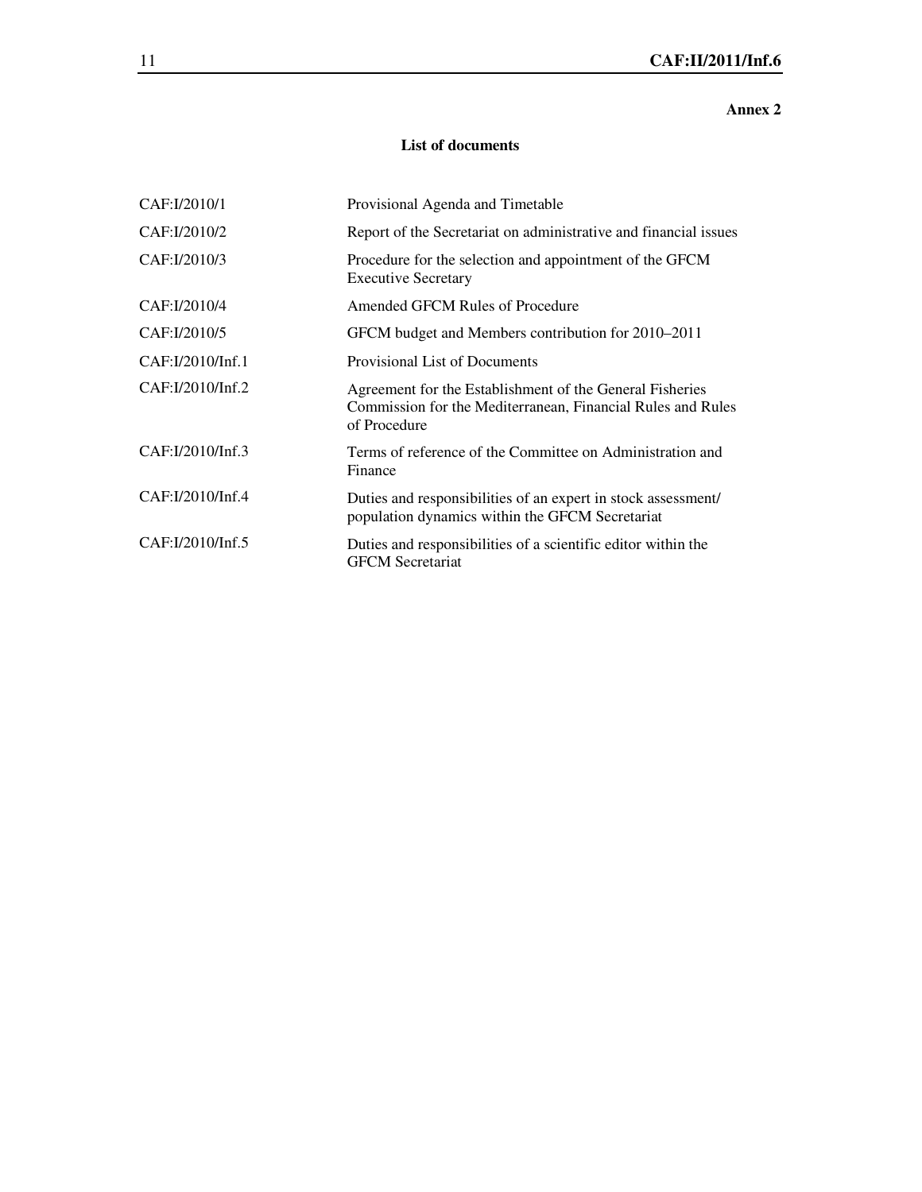**Annex 2**

## List of documents

| | |
|---|---|
| CAF:I/2010/1 | Provisional Agenda and Timetable |
| CAF:I/2010/2 | Report of the Secretariat on administrative and financial issues |
| CAF:I/2010/3 | Procedure for the selection and appointment of the GFCM Executive Secretary |
| CAF:I/2010/4 | Amended GFCM Rules of Procedure |
| CAF:I/2010/5 | GFCM budget and Members contribution for 2010–2011 |
| CAF:I/2010/Inf.1 | Provisional List of Documents |
| CAF:I/2010/Inf.2 | Agreement for the Establishment of the General Fisheries Commission for the Mediterranean, Financial Rules and Rules of Procedure |
| CAF:I/2010/Inf.3 | Terms of reference of the Committee on Administration and Finance |
| CAF:I/2010/Inf.4 | Duties and responsibilities of an expert in stock assessment/ population dynamics within the GFCM Secretariat |
| CAF:I/2010/Inf.5 | Duties and responsibilities of a scientific editor within the GFCM Secretariat |